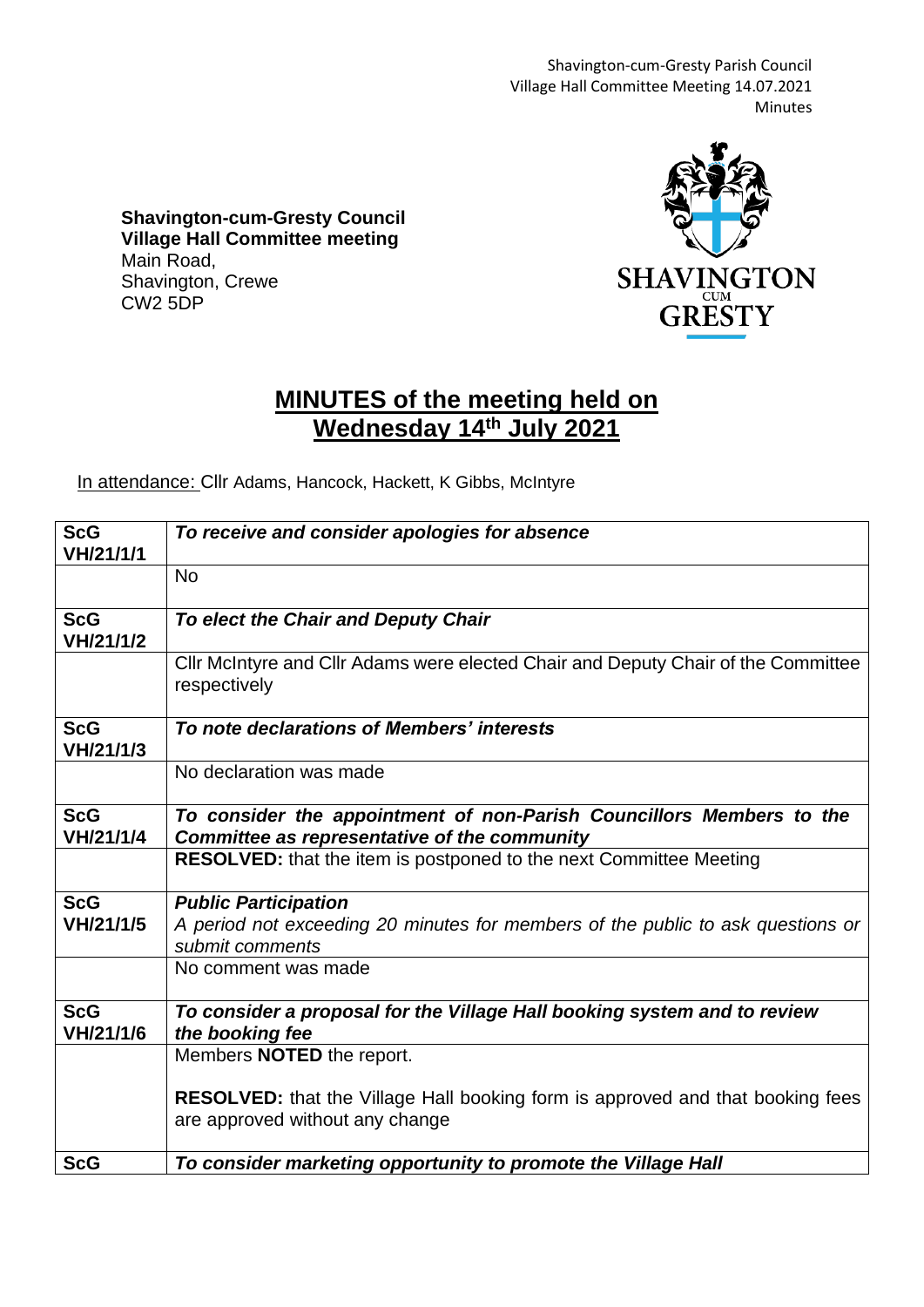**Shavington-cum-Gresty Council**
**Village Hall Committee meeting**
Main Road,
Shavington, Crewe
CW2 5DP

# MINUTES of the meeting held on Wednesday 14th July 2021

In attendance: Cllr Adams, Hancock, Hackett, K Gibbs, McIntyre

| | |
|---|---|
| **ScG VH/21/1/1** | ***To receive and consider apologies for absence*** |
| | No |
| **ScG VH/21/1/2** | ***To elect the Chair and Deputy Chair*** |
| | Cllr McIntyre and Cllr Adams were elected Chair and Deputy Chair of the Committee respectively |
| **ScG VH/21/1/3** | ***To note declarations of Members' interests*** |
| | No declaration was made |
| **ScG VH/21/1/4** | ***To consider the appointment of non-Parish Councillors Members to the Committee as representative of the community*** |
| | **RESOLVED:** that the item is postponed to the next Committee Meeting |
| **ScG VH/21/1/5** | ***Public Participation*** *A period not exceeding 20 minutes for members of the public to ask questions or submit comments* |
| | No comment was made |
| **ScG VH/21/1/6** | ***To consider a proposal for the Village Hall booking system and to review the booking fee*** |
| | Members **NOTED** the report. **RESOLVED:** that the Village Hall booking form is approved and that booking fees are approved without any change |
| **ScG** | ***To consider marketing opportunity to promote the Village Hall*** |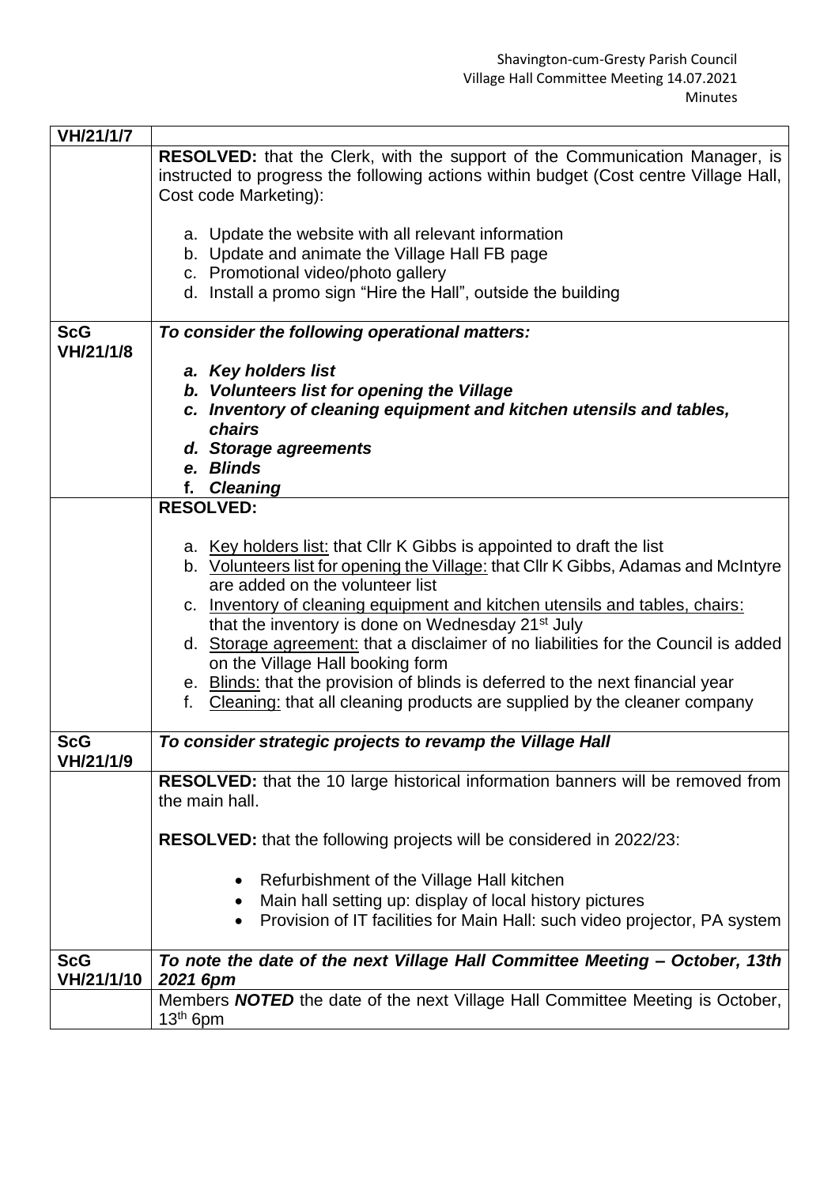| VH/21/1/7 | |
|---|---|
| | **RESOLVED:** that the Clerk, with the support of the Communication Manager, is instructed to progress the following actions within budget (Cost centre Village Hall, Cost code Marketing):<br><br>a. Update the website with all relevant information<br>b. Update and animate the Village Hall FB page<br>c. Promotional video/photo gallery<br>d. Install a promo sign "Hire the Hall", outside the building |
| **ScG VH/21/1/8** | ***To consider the following operational matters:***<br><br>***a. Key holders list***<br>***b. Volunteers list for opening the Village***<br>***c. Inventory of cleaning equipment and kitchen utensils and tables, chairs***<br>***d. Storage agreements***<br>***e. Blinds***<br>***f. Cleaning*** |
| | **RESOLVED:**<br><br>a. Key holders list: that Cllr K Gibbs is appointed to draft the list<br>b. Volunteers list for opening the Village: that Cllr K Gibbs, Adamas and McIntyre are added on the volunteer list<br>c. Inventory of cleaning equipment and kitchen utensils and tables, chairs: that the inventory is done on Wednesday 21st July<br>d. Storage agreement: that a disclaimer of no liabilities for the Council is added on the Village Hall booking form<br>e. Blinds: that the provision of blinds is deferred to the next financial year<br>f. Cleaning: that all cleaning products are supplied by the cleaner company |
| **ScG VH/21/1/9** | ***To consider strategic projects to revamp the Village Hall*** |
| | **RESOLVED:** that the 10 large historical information banners will be removed from the main hall.<br><br>**RESOLVED:** that the following projects will be considered in 2022/23:<br><br>• Refurbishment of the Village Hall kitchen<br>• Main hall setting up: display of local history pictures<br>• Provision of IT facilities for Main Hall: such video projector, PA system |
| **ScG VH/21/1/10** | ***To note the date of the next Village Hall Committee Meeting – October, 13th 2021 6pm*** |
| | Members ***NOTED*** the date of the next Village Hall Committee Meeting is October, 13th 6pm |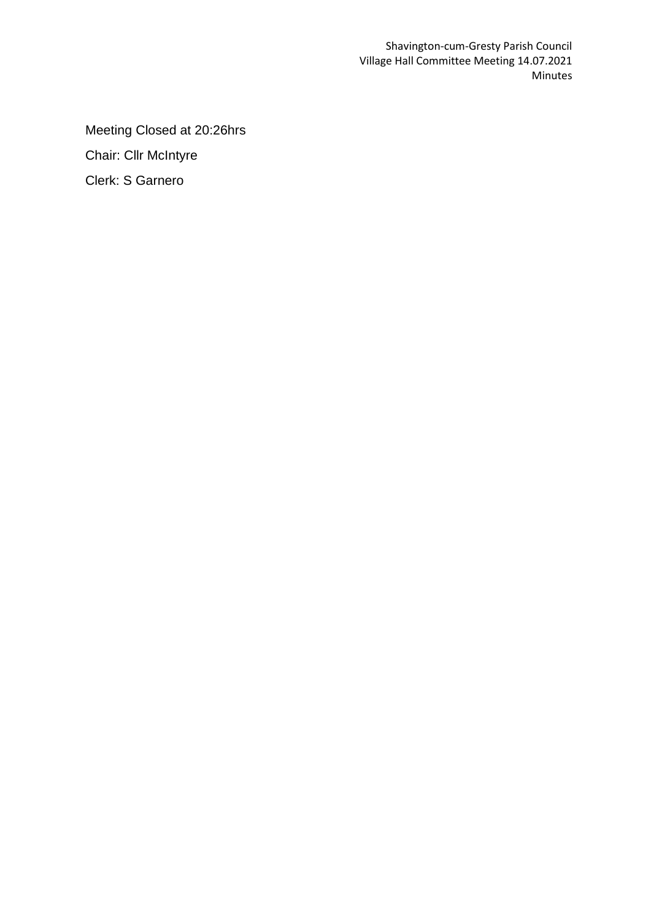Meeting Closed at 20:26hrs

Chair: Cllr McIntyre

Clerk: S Garnero